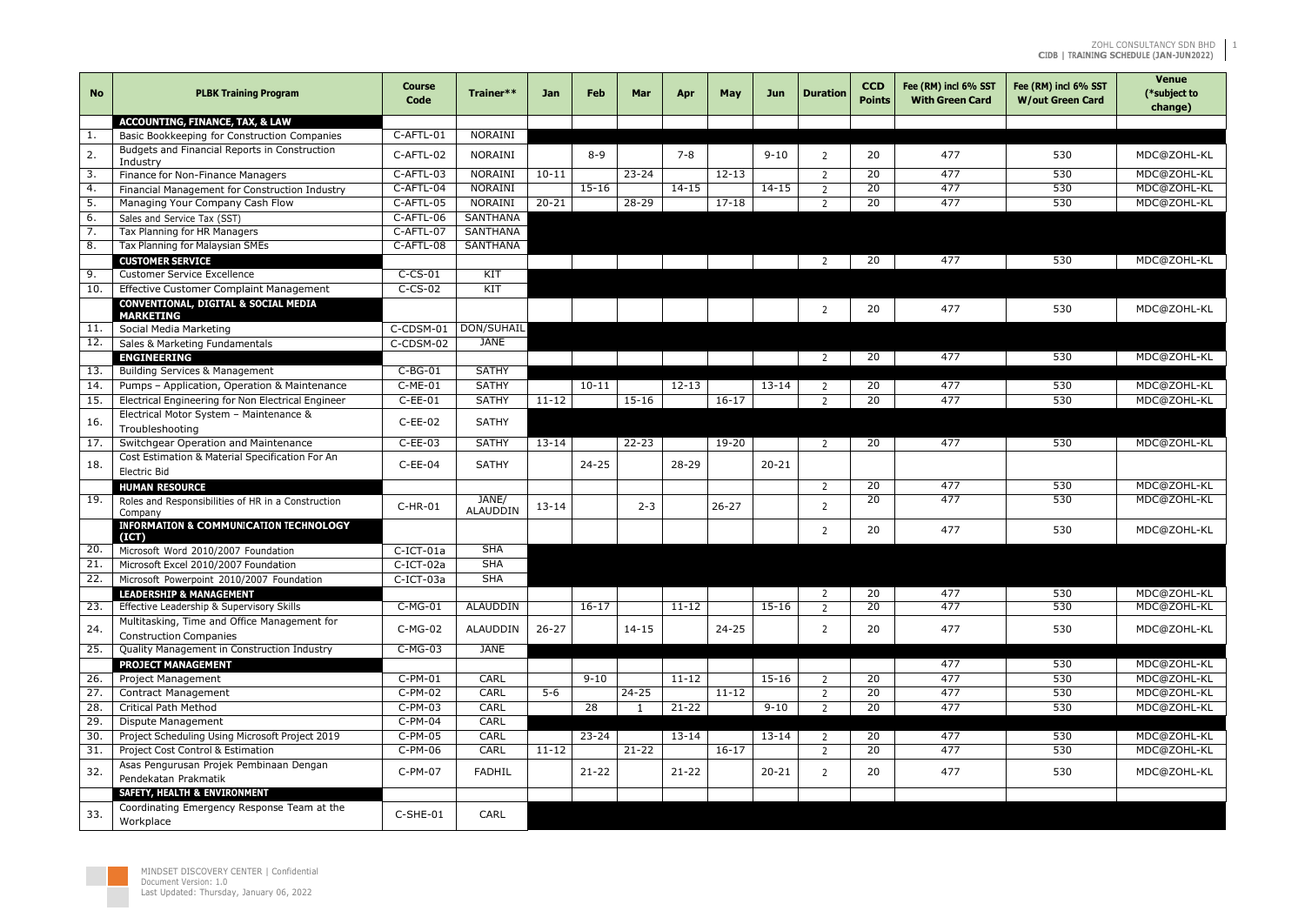| No | PLBK Training Program | Course Code | Trainer** | Jan | Feb | Mar | Apr | May | Jun | Duration | CCD Points | Fee (RM) incl 6% SST With Green Card | Fee (RM) incl 6% SST W/out Green Card | Venue (*subject to change) |
|---|---|---|---|---|---|---|---|---|---|---|---|---|---|---|
| | **ACCOUNTING, FINANCE, TAX, & LAW** | | | | | | | | | | | | | |
| 1. | Basic Bookkeeping for Construction Companies | C-AFTL-01 | NORAINI | | | | | | | | | | | |
| 2. | Budgets and Financial Reports in Construction Industry | C-AFTL-02 | NORAINI | | 8-9 | | 7-8 | | 9-10 | 2 | 20 | 477 | 530 | MDC@ZOHL-KL |
| 3. | Finance for Non-Finance Managers | C-AFTL-03 | NORAINI | 10-11 | | 23-24 | | 12-13 | | 2 | 20 | 477 | 530 | MDC@ZOHL-KL |
| 4. | Financial Management for Construction Industry | C-AFTL-04 | NORAINI | | 15-16 | | 14-15 | | 14-15 | 2 | 20 | 477 | 530 | MDC@ZOHL-KL |
| 5. | Managing Your Company Cash Flow | C-AFTL-05 | NORAINI | 20-21 | | 28-29 | | 17-18 | | 2 | 20 | 477 | 530 | MDC@ZOHL-KL |
| 6. | Sales and Service Tax (SST) | C-AFTL-06 | SANTHANA | | | | | | | | | | | |
| 7. | Tax Planning for HR Managers | C-AFTL-07 | SANTHANA | | | | | | | | | | | |
| 8. | Tax Planning for Malaysian SMEs | C-AFTL-08 | SANTHANA | | | | | | | | | | | |
| | **CUSTOMER SERVICE** | | | | | | | | | 2 | 20 | 477 | 530 | MDC@ZOHL-KL |
| 9. | Customer Service Excellence | C-CS-01 | KIT | | | | | | | | | | | |
| 10. | Effective Customer Complaint Management | C-CS-02 | KIT | | | | | | | | | | | |
| | **CONVENTIONAL, DIGITAL & SOCIAL MEDIA MARKETING** | | | | | | | | | 2 | 20 | 477 | 530 | MDC@ZOHL-KL |
| 11. | Social Media Marketing | C-CDSM-01 | DON/SUHAIL | | | | | | | | | | | |
| 12. | Sales & Marketing Fundamentals | C-CDSM-02 | JANE | | | | | | | | | | | |
| | **ENGINEERING** | | | | | | | | | 2 | 20 | 477 | 530 | MDC@ZOHL-KL |
| 13. | Building Services & Management | C-BG-01 | SATHY | | | | | | | | | | | |
| 14. | Pumps – Application, Operation & Maintenance | C-ME-01 | SATHY | | 10-11 | | 12-13 | | 13-14 | 2 | 20 | 477 | 530 | MDC@ZOHL-KL |
| 15. | Electrical Engineering for Non Electrical Engineer | C-EE-01 | SATHY | 11-12 | | 15-16 | | 16-17 | | 2 | 20 | 477 | 530 | MDC@ZOHL-KL |
| 16. | Electrical Motor System – Maintenance & Troubleshooting | C-EE-02 | SATHY | | | | | | | | | | | |
| 17. | Switchgear Operation and Maintenance | C-EE-03 | SATHY | 13-14 | | 22-23 | | 19-20 | | 2 | 20 | 477 | 530 | MDC@ZOHL-KL |
| 18. | Cost Estimation & Material Specification For An Electric Bid | C-EE-04 | SATHY | | 24-25 | | 28-29 | | 20-21 | | | | | |
| | **HUMAN RESOURCE** | | | | | | | | | 2 | 20 | 477 | 530 | MDC@ZOHL-KL |
| 19. | Roles and Responsibilities of HR in a Construction Company | C-HR-01 | JANE/ ALAUDDIN | 13-14 | | 2-3 | | 26-27 | | 2 | 20 | 477 | 530 | MDC@ZOHL-KL |
| | **INFORMATION & COMMUNICATION TECHNOLOGY (ICT)** | | | | | | | | | 2 | 20 | 477 | 530 | MDC@ZOHL-KL |
| 20. | Microsoft Word 2010/2007 Foundation | C-ICT-01a | SHA | | | | | | | | | | | |
| 21. | Microsoft Excel 2010/2007 Foundation | C-ICT-02a | SHA | | | | | | | | | | | |
| 22. | Microsoft Powerpoint 2010/2007 Foundation | C-ICT-03a | SHA | | | | | | | | | | | |
| | **LEADERSHIP & MANAGEMENT** | | | | | | | | | 2 | 20 | 477 | 530 | MDC@ZOHL-KL |
| 23. | Effective Leadership & Supervisory Skills | C-MG-01 | ALAUDDIN | | 16-17 | | 11-12 | | 15-16 | 2 | 20 | 477 | 530 | MDC@ZOHL-KL |
| 24. | Multitasking, Time and Office Management for Construction Companies | C-MG-02 | ALAUDDIN | 26-27 | | 14-15 | | 24-25 | | 2 | 20 | 477 | 530 | MDC@ZOHL-KL |
| 25. | Quality Management in Construction Industry | C-MG-03 | JANE | | | | | | | | | | | |
| | **PROJECT MANAGEMENT** | | | | | | | | | | | 477 | 530 | MDC@ZOHL-KL |
| 26. | Project Management | C-PM-01 | CARL | | 9-10 | | 11-12 | | 15-16 | 2 | 20 | 477 | 530 | MDC@ZOHL-KL |
| 27. | Contract Management | C-PM-02 | CARL | 5-6 | | 24-25 | | 11-12 | | 2 | 20 | 477 | 530 | MDC@ZOHL-KL |
| 28. | Critical Path Method | C-PM-03 | CARL | | 28 | 1 | 21-22 | | 9-10 | 2 | 20 | 477 | 530 | MDC@ZOHL-KL |
| 29. | Dispute Management | C-PM-04 | CARL | | | | | | | | | | | |
| 30. | Project Scheduling Using Microsoft Project 2019 | C-PM-05 | CARL | | 23-24 | | 13-14 | | 13-14 | 2 | 20 | 477 | 530 | MDC@ZOHL-KL |
| 31. | Project Cost Control & Estimation | C-PM-06 | CARL | 11-12 | | 21-22 | | 16-17 | | 2 | 20 | 477 | 530 | MDC@ZOHL-KL |
| 32. | Asas Pengurusan Projek Pembinaan Dengan Pendekatan Prakmatik | C-PM-07 | FADHIL | | 21-22 | | 21-22 | | 20-21 | 2 | 20 | 477 | 530 | MDC@ZOHL-KL |
| | **SAFETY, HEALTH & ENVIRONMENT** | | | | | | | | | | | | | |
| 33. | Coordinating Emergency Response Team at the Workplace | C-SHE-01 | CARL | | | | | | | | | | | |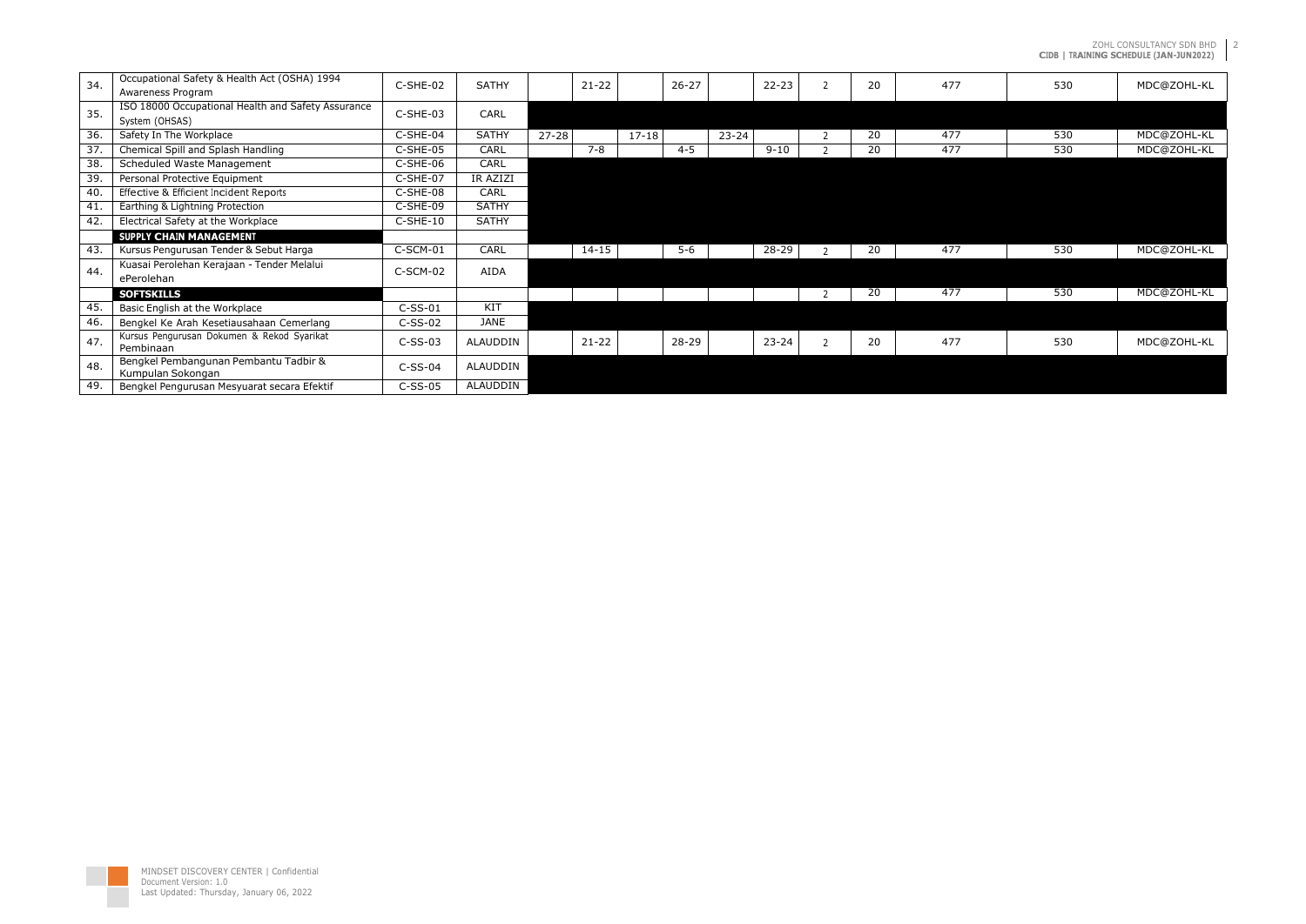| | | | | | | | | | | | | | | |
|---|---|---|---|---|---|---|---|---|---|---|---|---|---|---|
| 34. | Occupational Safety & Health Act (OSHA) 1994 Awareness Program | C-SHE-02 | SATHY | | 21-22 | | 26-27 | | 22-23 | 2 | 20 | 477 | 530 | MDC@ZOHL-KL |
| 35. | ISO 18000 Occupational Health and Safety Assurance System (OHSAS) | C-SHE-03 | CARL | | | | | | | | | | | |
| 36. | Safety In The Workplace | C-SHE-04 | SATHY | 27-28 | | 17-18 | | 23-24 | | 2 | 20 | 477 | 530 | MDC@ZOHL-KL |
| 37. | Chemical Spill and Splash Handling | C-SHE-05 | CARL | | 7-8 | | 4-5 | | 9-10 | 2 | 20 | 477 | 530 | MDC@ZOHL-KL |
| 38. | Scheduled Waste Management | C-SHE-06 | CARL | | | | | | | | | | | |
| 39. | Personal Protective Equipment | C-SHE-07 | IR AZIZI | | | | | | | | | | | |
| 40. | Effective & Efficient Incident Reports | C-SHE-08 | CARL | | | | | | | | | | | |
| 41. | Earthing & Lightning Protection | C-SHE-09 | SATHY | | | | | | | | | | | |
| 42. | Electrical Safety at the Workplace | C-SHE-10 | SATHY | | | | | | | | | | | |
| | **SUPPLY CHAIN MANAGEMENT** | | | | | | | | | | | | | |
| 43. | Kursus Pengurusan Tender & Sebut Harga | C-SCM-01 | CARL | | 14-15 | | 5-6 | | 28-29 | 2 | 20 | 477 | 530 | MDC@ZOHL-KL |
| 44. | Kuasai Perolehan Kerajaan - Tender Melalui ePerolehan | C-SCM-02 | AIDA | | | | | | | | | | | |
| | **SOFTSKILLS** | | | | | | | | | 2 | 20 | 477 | 530 | MDC@ZOHL-KL |
| 45. | Basic English at the Workplace | C-SS-01 | KIT | | | | | | | | | | | |
| 46. | Bengkel Ke Arah Kesetiausahaan Cemerlang | C-SS-02 | JANE | | | | | | | | | | | |
| 47. | Kursus Pengurusan Dokumen & Rekod Syarikat Pembinaan | C-SS-03 | ALAUDDIN | | 21-22 | | 28-29 | | 23-24 | 2 | 20 | 477 | 530 | MDC@ZOHL-KL |
| 48. | Bengkel Pembangunan Pembantu Tadbir & Kumpulan Sokongan | C-SS-04 | ALAUDDIN | | | | | | | | | | | |
| 49. | Bengkel Pengurusan Mesyuarat secara Efektif | C-SS-05 | ALAUDDIN | | | | | | | | | | | |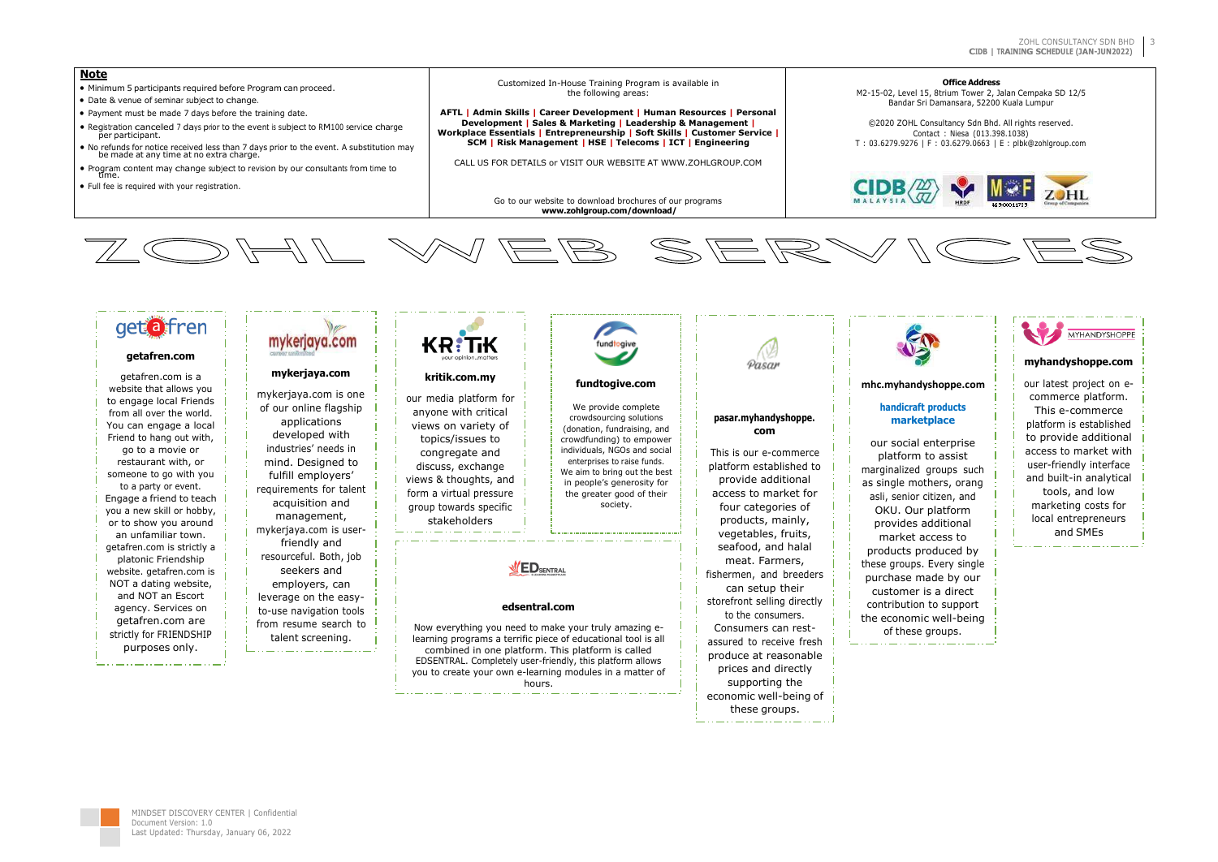## Note

- Minimum 5 participants required before Program can proceed.
- Date & venue of seminar subject to change.
- Payment must be made 7 days before the training date.
- Registration cancelled 7 days prior to the event is subject to RM100 service charge per participant.
- No refunds for notice received less than 7 days prior to the event. A substitution may be made at any time at no extra charge.
- Program content may change subject to revision by our consultants from time to time.
- Full fee is required with your registration.

Customized In-House Training Program is available in the following areas:

**AFTL | Admin Skills | Career Development | Human Resources | Personal Development | Sales & Marketing | Leadership & Management | Workplace Essentials | Entrepreneurship | Soft Skills | Customer Service | SCM | Risk Management | HSE | Telecoms | ICT | Engineering**

CALL US FOR DETAILS or VISIT OUR WEBSITE AT WWW.ZOHLGROUP.COM

Go to our website to download brochures of our programs
**www.zohlgroup.com/download/**

**Office Address**
M2-15-02, Level 15, 8trium Tower 2, Jalan Cempaka SD 12/5
Bandar Sri Damansara, 52200 Kuala Lumpur

©2020 ZOHL Consultancy Sdn Bhd. All rights reserved.
Contact : Niesa (013.398.1038)
T : 03.6279.9276 | F : 03.6279.0663 | E : plbk@zohlgroup.com

# ZOHL WEB SERVICES

### getafren.com

getafren.com is a website that allows you to engage local Friends from all over the world. You can engage a local Friend to hang out with, go to a movie or restaurant with, or someone to go with you to a party or event. Engage a friend to teach you a new skill or hobby, or to show you around an unfamiliar town. getafren.com is strictly a platonic Friendship website. getafren.com is NOT a dating website, and NOT an Escort agency. Services on getafren.com are strictly for FRIENDSHIP purposes only.

### mykerjaya.com

mykerjaya.com is one of our online flagship applications developed with industries' needs in mind. Designed to fulfill employers' requirements for talent acquisition and management, mykerjaya.com is user-friendly and resourceful. Both, job seekers and employers, can leverage on the easy-to-use navigation tools from resume search to talent screening.

### kritik.com.my

our media platform for anyone with critical views on variety of topics/issues to congregate and discuss, exchange views & thoughts, and form a virtual pressure group towards specific stakeholders

### fundtogive.com

We provide complete crowdsourcing solutions (donation, fundraising, and crowdfunding) to empower individuals, NGOs and social enterprises to raise funds. We aim to bring out the best in people's generosity for the greater good of their society.

### edsentral.com

Now everything you need to make your truly amazing e-learning programs a terrific piece of educational tool is all combined in one platform. This platform is called EDSENTRAL. Completely user-friendly, this platform allows you to create your own e-learning modules in a matter of hours.

### pasar.myhandyshoppe.com

This is our e-commerce platform established to provide additional access to market for four categories of products, mainly, vegetables, fruits, seafood, and halal meat. Farmers, fishermen, and breeders can setup their storefront selling directly to the consumers. Consumers can rest-assured to receive fresh produce at reasonable prices and directly supporting the economic well-being of these groups.

### mhc.myhandyshoppe.com

**handicraft products marketplace**

our social enterprise platform to assist marginalized groups such as single mothers, orang asli, senior citizen, and OKU. Our platform provides additional market access to products produced by these groups. Every single purchase made by our customer is a direct contribution to support the economic well-being of these groups.

### myhandyshoppe.com

our latest project on e-commerce platform. This e-commerce platform is established to provide additional access to market with user-friendly interface and built-in analytical tools, and low marketing costs for local entrepreneurs and SMEs

MINDSET DISCOVERY CENTER | Confidential
Document Version: 1.0
Last Updated: Thursday, January 06, 2022